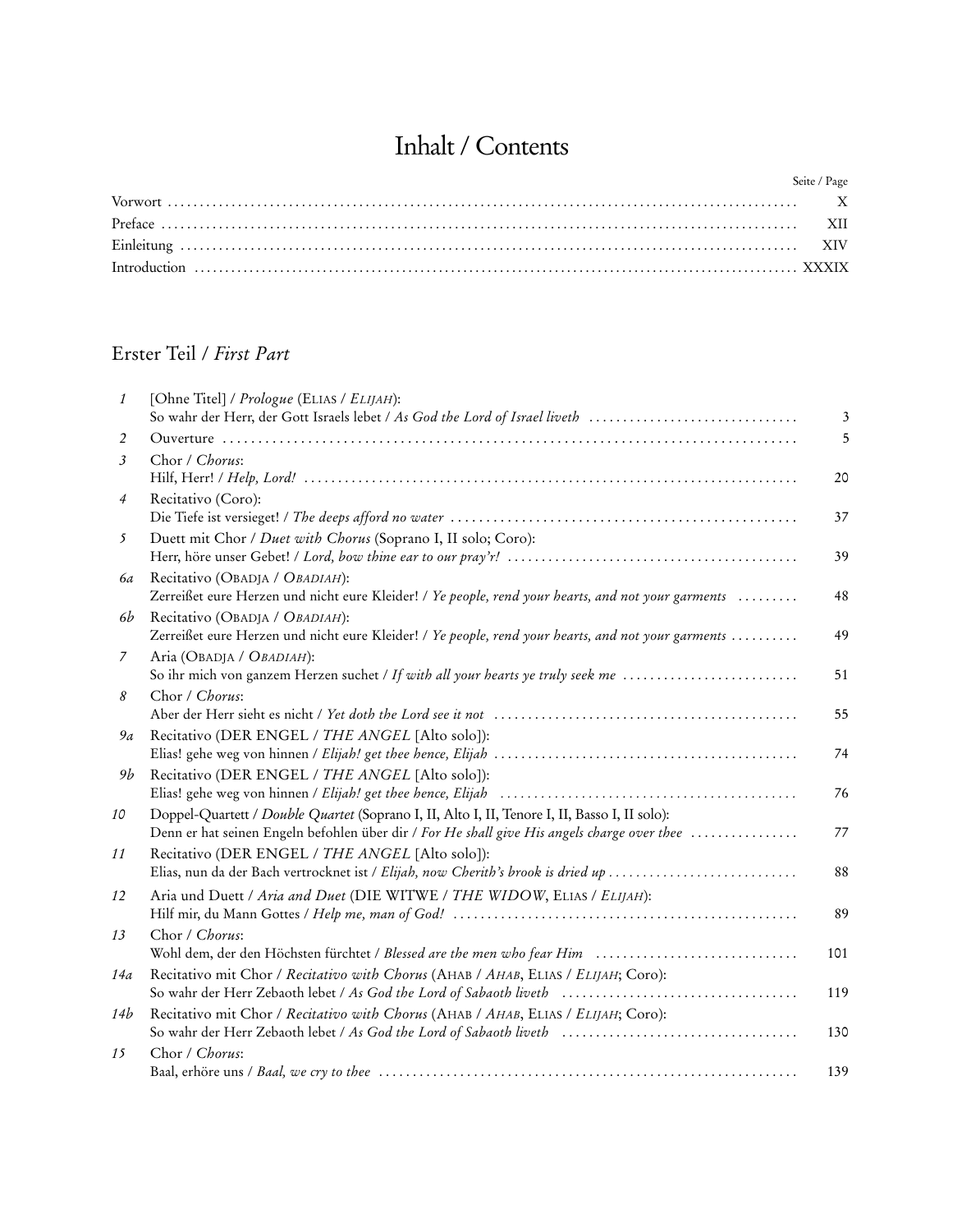# Inhalt / Contents

| | Seite / Page |
|---|---|
| Vorwort | X |
| Preface | XII |
| Einleitung | XIV |
| Introduction | XXXIX |

## Erster Teil / *First Part*

| | | |
|---|---|---|
| *1* | [Ohne Titel] / *Prologue* (ELIAS / *ELIJAH*):<br>So wahr der Herr, der Gott Israels lebet / *As God the Lord of Israel liveth* | 3 |
| *2* | Ouverture | 5 |
| *3* | Chor / *Chorus*:<br>Hilf, Herr! / *Help, Lord!* | 20 |
| *4* | Recitativo (Coro):<br>Die Tiefe ist versieget! / *The deeps afford no water* | 37 |
| *5* | Duett mit Chor / *Duet with Chorus* (Soprano I, II solo; Coro):<br>Herr, höre unser Gebet! / *Lord, bow thine ear to our pray'r!* | 39 |
| *6a* | Recitativo (OBADJA / *OBADIAH*):<br>Zerreißet eure Herzen und nicht eure Kleider! / *Ye people, rend your hearts, and not your garments* | 48 |
| *6b* | Recitativo (OBADJA / *OBADIAH*):<br>Zerreißet eure Herzen und nicht eure Kleider! / *Ye people, rend your hearts, and not your garments* | 49 |
| *7* | Aria (OBADJA / *OBADIAH*):<br>So ihr mich von ganzem Herzen suchet / *If with all your hearts ye truly seek me* | 51 |
| *8* | Chor / *Chorus*:<br>Aber der Herr sieht es nicht / *Yet doth the Lord see it not* | 55 |
| *9a* | Recitativo (DER ENGEL / *THE ANGEL* [Alto solo]):<br>Elias! gehe weg von hinnen / *Elijah! get thee hence, Elijah* | 74 |
| *9b* | Recitativo (DER ENGEL / *THE ANGEL* [Alto solo]):<br>Elias! gehe weg von hinnen / *Elijah! get thee hence, Elijah* | 76 |
| *10* | Doppel-Quartett / *Double Quartet* (Soprano I, II, Alto I, II, Tenore I, II, Basso I, II solo):<br>Denn er hat seinen Engeln befohlen über dir / *For He shall give His angels charge over thee* | 77 |
| *11* | Recitativo (DER ENGEL / *THE ANGEL* [Alto solo]):<br>Elias, nun da der Bach vertrocknet ist / *Elijah, now Cherith's brook is dried up* | 88 |
| *12* | Aria und Duett / *Aria and Duet* (DIE WITWE / *THE WIDOW*, ELIAS / *ELIJAH*):<br>Hilf mir, du Mann Gottes / *Help me, man of God!* | 89 |
| *13* | Chor / *Chorus*:<br>Wohl dem, der den Höchsten fürchtet / *Blessed are the men who fear Him* | 101 |
| *14a* | Recitativo mit Chor / *Recitativo with Chorus* (AHAB / *AHAB*, ELIAS / *ELIJAH*; Coro):<br>So wahr der Herr Zebaoth lebet / *As God the Lord of Sabaoth liveth* | 119 |
| *14b* | Recitativo mit Chor / *Recitativo with Chorus* (AHAB / *AHAB*, ELIAS / *ELIJAH*; Coro):<br>So wahr der Herr Zebaoth lebet / *As God the Lord of Sabaoth liveth* | 130 |
| *15* | Chor / *Chorus*:<br>Baal, erhöre uns / *Baal, we cry to thee* | 139 |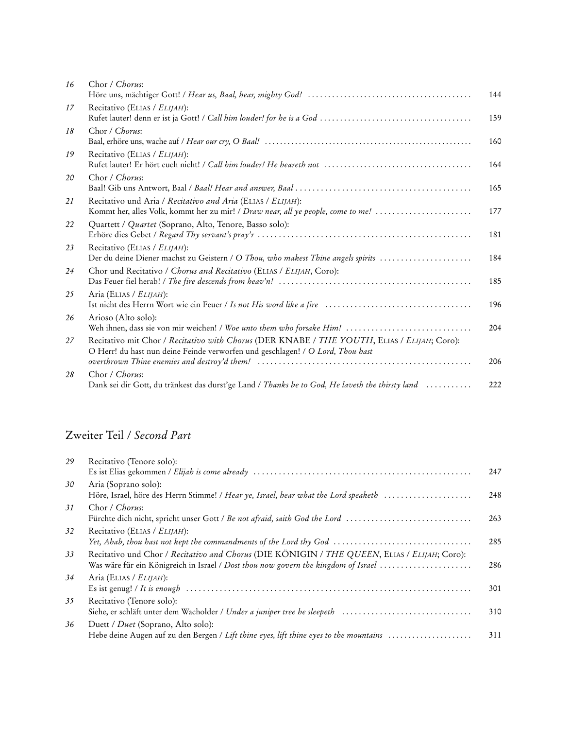| | | |
|---|---|---|
| *16* | Chor / *Chorus*:<br>Höre uns, mächtiger Gott! / *Hear us, Baal, hear, mighty God!* | 144 |
| *17* | Recitativo (Elias / *Elijah*):<br>Rufet lauter! denn er ist ja Gott! / *Call him louder! for he is a God* | 159 |
| *18* | Chor / *Chorus*:<br>Baal, erhöre uns, wache auf / *Hear our cry, O Baal!* | 160 |
| *19* | Recitativo (Elias / *Elijah*):<br>Rufet lauter! Er hört euch nicht! / *Call him louder! He heareth not* | 164 |
| *20* | Chor / *Chorus*:<br>Baal! Gib uns Antwort, Baal / *Baal! Hear and answer, Baal* | 165 |
| *21* | Recitativo und Aria / *Recitativo and Aria* (Elias / *Elijah*):<br>Kommt her, alles Volk, kommt her zu mir! / *Draw near, all ye people, come to me!* | 177 |
| *22* | Quartett / *Quartet* (Soprano, Alto, Tenore, Basso solo):<br>Erhöre dies Gebet / *Regard Thy servant's pray'r* | 181 |
| *23* | Recitativo (Elias / *Elijah*):<br>Der du deine Diener machst zu Geistern / *O Thou, who makest Thine angels spirits* | 184 |
| *24* | Chor und Recitativo / *Chorus and Recitativo* (Elias / *Elijah*, Coro):<br>Das Feuer fiel herab! / *The fire descends from heav'n!* | 185 |
| *25* | Aria (Elias / *Elijah*):<br>Ist nicht des Herrn Wort wie ein Feuer / *Is not His word like a fire* | 196 |
| *26* | Arioso (Alto solo):<br>Weh ihnen, dass sie von mir weichen! / *Woe unto them who forsake Him!* | 204 |
| *27* | Recitativo mit Chor / *Recitativo with Chorus* (DER KNABE / *THE YOUTH*, Elias / *Elijah*; Coro):<br>O Herr! du hast nun deine Feinde verworfen und geschlagen! / *O Lord, Thou hast overthrown Thine enemies and destroy'd them!* | 206 |
| *28* | Chor / *Chorus*:<br>Dank sei dir Gott, du tränkest das durst'ge Land / *Thanks be to God, He laveth the thirsty land* | 222 |

## Zweiter Teil / *Second Part*

| | | |
|---|---|---|
| *29* | Recitativo (Tenore solo):<br>Es ist Elias gekommen / *Elijah is come already* | 247 |
| *30* | Aria (Soprano solo):<br>Höre, Israel, höre des Herrn Stimme! / *Hear ye, Israel, hear what the Lord speaketh* | 248 |
| *31* | Chor / *Chorus*:<br>Fürchte dich nicht, spricht unser Gott / *Be not afraid, saith God the Lord* | 263 |
| *32* | Recitativo (Elias / *Elijah*):<br>*Yet, Ahab, thou hast not kept the commandments of the Lord thy God* | 285 |
| *33* | Recitativo und Chor / *Recitativo and Chorus* (DIE KÖNIGIN / *THE QUEEN*, Elias / *Elijah*; Coro):<br>Was wäre für ein Königreich in Israel / *Dost thou now govern the kingdom of Israel* | 286 |
| *34* | Aria (Elias / *Elijah*):<br>Es ist genug! / *It is enough* | 301 |
| *35* | Recitativo (Tenore solo):<br>Siehe, er schläft unter dem Wacholder / *Under a juniper tree he sleepeth* | 310 |
| *36* | Duett / *Duet* (Soprano, Alto solo):<br>Hebe deine Augen auf zu den Bergen / *Lift thine eyes, lift thine eyes to the mountains* | 311 |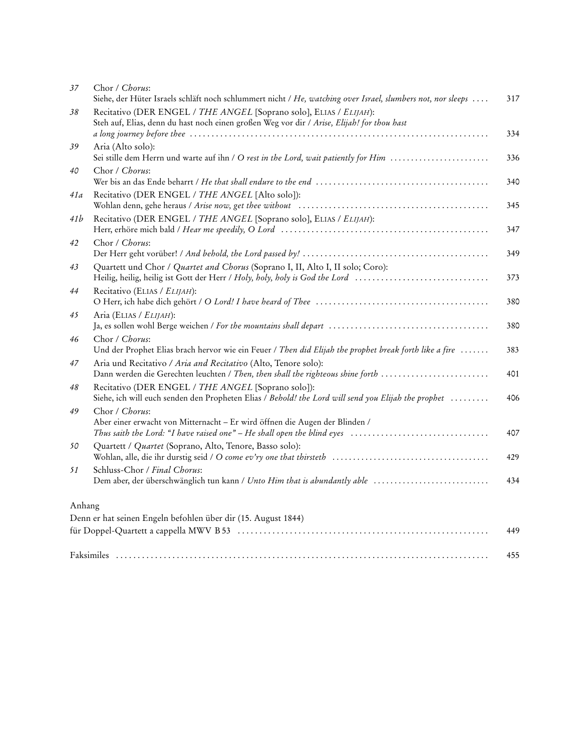| | | |
|---|---|---|
| *37* | Chor / *Chorus*:<br>Siehe, der Hüter Israels schläft noch schlummert nicht / *He, watching over Israel, slumbers not, nor sleeps* | 317 |
| *38* | Recitativo (DER ENGEL / *THE ANGEL* [Soprano solo], ELIAS / *ELIJAH*):<br>Steh auf, Elias, denn du hast noch einen großen Weg vor dir / *Arise, Elijah! for thou hast a long journey before thee* | 334 |
| *39* | Aria (Alto solo):<br>Sei stille dem Herrn und warte auf ihn / *O rest in the Lord, wait patiently for Him* | 336 |
| *40* | Chor / *Chorus*:<br>Wer bis an das Ende beharrt / *He that shall endure to the end* | 340 |
| *41a* | Recitativo (DER ENGEL / *THE ANGEL* [Alto solo]):<br>Wohlan denn, gehe heraus / *Arise now, get thee without* | 345 |
| *41b* | Recitativo (DER ENGEL / *THE ANGEL* [Soprano solo], ELIAS / *ELIJAH*):<br>Herr, erhöre mich bald / *Hear me speedily, O Lord* | 347 |
| *42* | Chor / *Chorus*:<br>Der Herr geht vorüber! / *And behold, the Lord passed by!* | 349 |
| *43* | Quartett und Chor / *Quartet and Chorus* (Soprano I, II, Alto I, II solo; Coro):<br>Heilig, heilig, heilig ist Gott der Herr / *Holy, holy, holy is God the Lord* | 373 |
| *44* | Recitativo (ELIAS / *ELIJAH*):<br>O Herr, ich habe dich gehört / *O Lord! I have heard of Thee* | 380 |
| *45* | Aria (ELIAS / *ELIJAH*):<br>Ja, es sollen wohl Berge weichen / *For the mountains shall depart* | 380 |
| *46* | Chor / *Chorus*:<br>Und der Prophet Elias brach hervor wie ein Feuer / *Then did Elijah the prophet break forth like a fire* | 383 |
| *47* | Aria und Recitativo / *Aria and Recitativo* (Alto, Tenore solo):<br>Dann werden die Gerechten leuchten / *Then, then shall the righteous shine forth* | 401 |
| *48* | Recitativo (DER ENGEL / *THE ANGEL* [Soprano solo]):<br>Siehe, ich will euch senden den Propheten Elias / *Behold! the Lord will send you Elijah the prophet* | 406 |
| *49* | Chor / *Chorus*:<br>Aber einer erwacht von Mitternacht – Er wird öffnen die Augen der Blinden / *Thus saith the Lord: "I have raised one" – He shall open the blind eyes* | 407 |
| *50* | Quartett / *Quartet* (Soprano, Alto, Tenore, Basso solo):<br>Wohlan, alle, die ihr durstig seid / *O come ev'ry one that thirsteth* | 429 |
| *51* | Schluss-Chor / *Final Chorus*:<br>Dem aber, der überschwänglich tun kann / *Unto Him that is abundantly able* | 434 |

Anhang

Denn er hat seinen Engeln befohlen über dir (15. August 1844)
für Doppel-Quartett a cappella MWV B 53 ..... 449

Faksimiles ..... 455